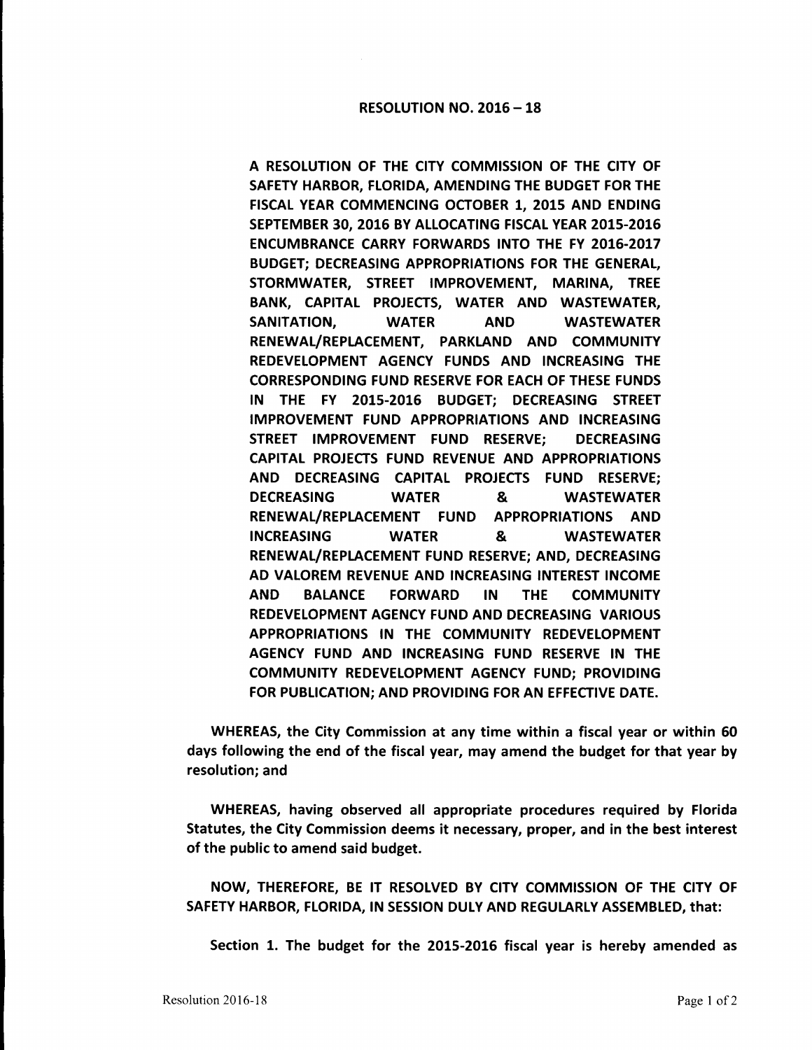# RESOLUTION NO. 2016 – 18

**A RESOLUTION OF THE CITY COMMISSION OF THE CITY OF SAFETY HARBOR, FLORIDA, AMENDING THE BUDGET FOR THE FISCAL YEAR COMMENCING OCTOBER 1, 2015 AND ENDING SEPTEMBER 30, 2016 BY ALLOCATING FISCAL YEAR 2015-2016 ENCUMBRANCE CARRY FORWARDS INTO THE FY 2016-2017 BUDGET; DECREASING APPROPRIATIONS FOR THE GENERAL, STORMWATER, STREET IMPROVEMENT, MARINA, TREE BANK, CAPITAL PROJECTS, WATER AND WASTEWATER, SANITATION, WATER AND WASTEWATER RENEWAL/REPLACEMENT, PARKLAND AND COMMUNITY REDEVELOPMENT AGENCY FUNDS AND INCREASING THE CORRESPONDING FUND RESERVE FOR EACH OF THESE FUNDS IN THE FY 2015-2016 BUDGET; DECREASING STREET IMPROVEMENT FUND APPROPRIATIONS AND INCREASING STREET IMPROVEMENT FUND RESERVE; DECREASING CAPITAL PROJECTS FUND REVENUE AND APPROPRIATIONS AND DECREASING CAPITAL PROJECTS FUND RESERVE; DECREASING WATER & WASTEWATER RENEWAL/REPLACEMENT FUND APPROPRIATIONS AND INCREASING WATER & WASTEWATER RENEWAL/REPLACEMENT FUND RESERVE; AND, DECREASING AD VALOREM REVENUE AND INCREASING INTEREST INCOME AND BALANCE FORWARD IN THE COMMUNITY REDEVELOPMENT AGENCY FUND AND DECREASING VARIOUS APPROPRIATIONS IN THE COMMUNITY REDEVELOPMENT AGENCY FUND AND INCREASING FUND RESERVE IN THE COMMUNITY REDEVELOPMENT AGENCY FUND; PROVIDING FOR PUBLICATION; AND PROVIDING FOR AN EFFECTIVE DATE.**

**WHEREAS, the City Commission at any time within a fiscal year or within 60 days following the end of the fiscal year, may amend the budget for that year by resolution; and**

**WHEREAS, having observed all appropriate procedures required by Florida Statutes, the City Commission deems it necessary, proper, and in the best interest of the public to amend said budget.**

**NOW, THEREFORE, BE IT RESOLVED BY CITY COMMISSION OF THE CITY OF SAFETY HARBOR, FLORIDA, IN SESSION DULY AND REGULARLY ASSEMBLED, that:**

**Section 1. The budget for the 2015-2016 fiscal year is hereby amended as**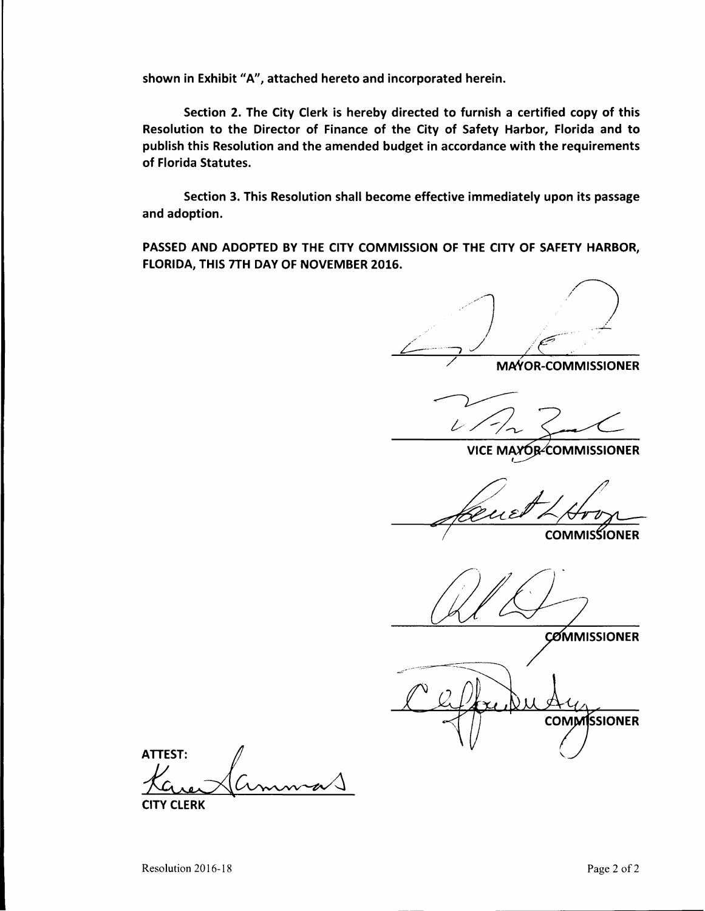**shown in Exhibit "A", attached hereto and incorporated herein.**

**Section 2. The City Clerk is hereby directed to furnish a certified copy of this Resolution to the Director of Finance of the City of Safety Harbor, Florida and to publish this Resolution and the amended budget in accordance with the requirements of Florida Statutes.**

**Section 3. This Resolution shall become effective immediately upon its passage and adoption.**

**PASSED AND ADOPTED BY THE CITY COMMISSION OF THE CITY OF SAFETY HARBOR, FLORIDA, THIS 7TH DAY OF NOVEMBER 2016.**

**MAYOR-COMMISSIONER**

**VICE MAYOR-COMMISSIONER**

**COMMISSIONER**

**COMMISSIONER**

**COMMISSIONER**

**ATTEST:**

**CITY CLERK**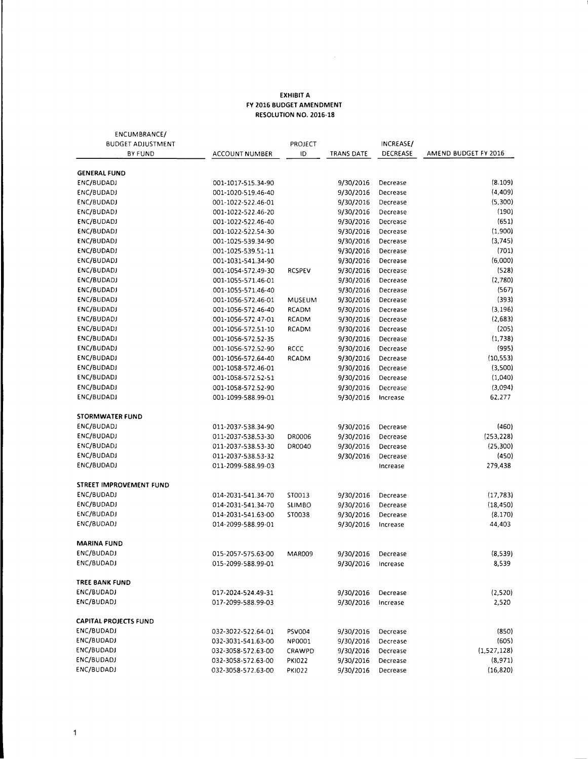**EXHIBIT A**
**FY 2016 BUDGET AMENDMENT**
**RESOLUTION NO. 2016-18**

| ENCUMBRANCE/ BUDGET ADJUSTMENT BY FUND | ACCOUNT NUMBER | PROJECT ID | TRANS DATE | INCREASE/ DECREASE | AMEND BUDGET FY 2016 |
|---|---|---|---|---|---|
| **GENERAL FUND** | | | | | |
| ENC/BUDADJ | 001-1017-515.34-90 | | 9/30/2016 | Decrease | (8,109) |
| ENC/BUDADJ | 001-1020-519.46-40 | | 9/30/2016 | Decrease | (4,409) |
| ENC/BUDADJ | 001-1022-522.46-01 | | 9/30/2016 | Decrease | (5,300) |
| ENC/BUDADJ | 001-1022-522.46-20 | | 9/30/2016 | Decrease | (190) |
| ENC/BUDADJ | 001-1022-522.46-40 | | 9/30/2016 | Decrease | (651) |
| ENC/BUDADJ | 001-1022-522.54-30 | | 9/30/2016 | Decrease | (1,900) |
| ENC/BUDADJ | 001-1025-539.34-90 | | 9/30/2016 | Decrease | (3,745) |
| ENC/BUDADJ | 001-1025-539.51-11 | | 9/30/2016 | Decrease | (701) |
| ENC/BUDADJ | 001-1031-541.34-90 | | 9/30/2016 | Decrease | (6,000) |
| ENC/BUDADJ | 001-1054-572.49-30 | RCSPEV | 9/30/2016 | Decrease | (528) |
| ENC/BUDADJ | 001-1055-571.46-01 | | 9/30/2016 | Decrease | (2,780) |
| ENC/BUDADJ | 001-1055-571.46-40 | | 9/30/2016 | Decrease | (567) |
| ENC/BUDADJ | 001-1056-572.46-01 | MUSEUM | 9/30/2016 | Decrease | (393) |
| ENC/BUDADJ | 001-1056-572.46-40 | RCADM | 9/30/2016 | Decrease | (3,196) |
| ENC/BUDADJ | 001-1056-572.47-01 | RCADM | 9/30/2016 | Decrease | (2,683) |
| ENC/BUDADJ | 001-1056-572.51-10 | RCADM | 9/30/2016 | Decrease | (205) |
| ENC/BUDADJ | 001-1056-572.52-35 | | 9/30/2016 | Decrease | (1,738) |
| ENC/BUDADJ | 001-1056-572.52-90 | RCCC | 9/30/2016 | Decrease | (995) |
| ENC/BUDADJ | 001-1056-572.64-40 | RCADM | 9/30/2016 | Decrease | (10,553) |
| ENC/BUDADJ | 001-1058-572.46-01 | | 9/30/2016 | Decrease | (3,500) |
| ENC/BUDADJ | 001-1058-572.52-51 | | 9/30/2016 | Decrease | (1,040) |
| ENC/BUDADJ | 001-1058-572.52-90 | | 9/30/2016 | Decrease | (3,094) |
| ENC/BUDADJ | 001-1099-588.99-01 | | 9/30/2016 | Increase | 62,277 |
| **STORMWATER FUND** | | | | | |
| ENC/BUDADJ | 011-2037-538.34-90 | | 9/30/2016 | Decrease | (460) |
| ENC/BUDADJ | 011-2037-538.53-30 | DR0006 | 9/30/2016 | Decrease | (253,228) |
| ENC/BUDADJ | 011-2037-538.53-30 | DR0040 | 9/30/2016 | Decrease | (25,300) |
| ENC/BUDADJ | 011-2037-538.53-32 | | 9/30/2016 | Decrease | (450) |
| ENC/BUDADJ | 011-2099-588.99-03 | | | Increase | 279,438 |
| **STREET IMPROVEMENT FUND** | | | | | |
| ENC/BUDADJ | 014-2031-541.34-70 | ST0013 | 9/30/2016 | Decrease | (17,783) |
| ENC/BUDADJ | 014-2031-541.34-70 | SLIMBO | 9/30/2016 | Decrease | (18,450) |
| ENC/BUDADJ | 014-2031-541.63-00 | ST0038 | 9/30/2016 | Decrease | (8,170) |
| ENC/BUDADJ | 014-2099-588.99-01 | | 9/30/2016 | Increase | 44,403 |
| **MARINA FUND** | | | | | |
| ENC/BUDADJ | 015-2057-575.63-00 | MAR009 | 9/30/2016 | Decrease | (8,539) |
| ENC/BUDADJ | 015-2099-588.99-01 | | 9/30/2016 | Increase | 8,539 |
| **TREE BANK FUND** | | | | | |
| ENC/BUDADJ | 017-2024-524.49-31 | | 9/30/2016 | Decrease | (2,520) |
| ENC/BUDADJ | 017-2099-588.99-03 | | 9/30/2016 | Increase | 2,520 |
| **CAPITAL PROJECTS FUND** | | | | | |
| ENC/BUDADJ | 032-3022-522.64-01 | PSV004 | 9/30/2016 | Decrease | (850) |
| ENC/BUDADJ | 032-3031-541.63-00 | NP0001 | 9/30/2016 | Decrease | (605) |
| ENC/BUDADJ | 032-3058-572.63-00 | CRAWPD | 9/30/2016 | Decrease | (1,527,128) |
| ENC/BUDADJ | 032-3058-572.63-00 | PKI022 | 9/30/2016 | Decrease | (8,971) |
| ENC/BUDADJ | 032-3058-572.63-00 | PKI022 | 9/30/2016 | Decrease | (16,820) |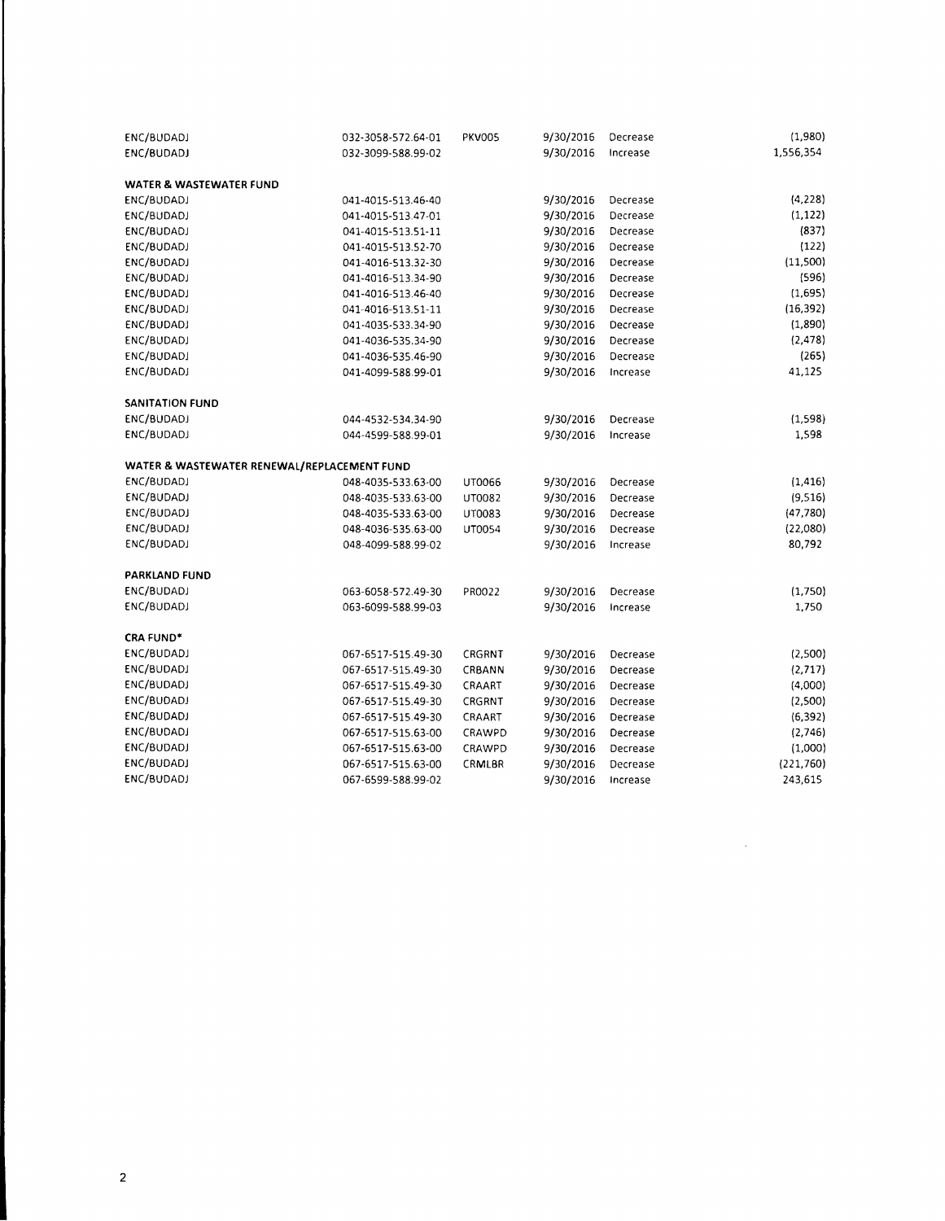| | | | | | |
|---|---|---|---|---|---|
| ENC/BUDADJ | 032-3058-572.64-01 | PKV005 | 9/30/2016 | Decrease | (1,980) |
| ENC/BUDADJ | 032-3099-588.99-02 | | 9/30/2016 | Increase | 1,556,354 |
| | | | | | |
| **WATER & WASTEWATER FUND** | | | | | |
| ENC/BUDADJ | 041-4015-513.46-40 | | 9/30/2016 | Decrease | (4,228) |
| ENC/BUDADJ | 041-4015-513.47-01 | | 9/30/2016 | Decrease | (1,122) |
| ENC/BUDADJ | 041-4015-513.51-11 | | 9/30/2016 | Decrease | (837) |
| ENC/BUDADJ | 041-4015-513.52-70 | | 9/30/2016 | Decrease | (122) |
| ENC/BUDADJ | 041-4016-513.32-30 | | 9/30/2016 | Decrease | (11,500) |
| ENC/BUDADJ | 041-4016-513.34-90 | | 9/30/2016 | Decrease | (596) |
| ENC/BUDADJ | 041-4016-513.46-40 | | 9/30/2016 | Decrease | (1,695) |
| ENC/BUDADJ | 041-4016-513.51-11 | | 9/30/2016 | Decrease | (16,392) |
| ENC/BUDADJ | 041-4035-533.34-90 | | 9/30/2016 | Decrease | (1,890) |
| ENC/BUDADJ | 041-4036-535.34-90 | | 9/30/2016 | Decrease | (2,478) |
| ENC/BUDADJ | 041-4036-535.46-90 | | 9/30/2016 | Decrease | (265) |
| ENC/BUDADJ | 041-4099-588.99-01 | | 9/30/2016 | Increase | 41,125 |
| | | | | | |
| **SANITATION FUND** | | | | | |
| ENC/BUDADJ | 044-4532-534.34-90 | | 9/30/2016 | Decrease | (1,598) |
| ENC/BUDADJ | 044-4599-588.99-01 | | 9/30/2016 | Increase | 1,598 |
| | | | | | |
| **WATER & WASTEWATER RENEWAL/REPLACEMENT FUND** | | | | | |
| ENC/BUDADJ | 048-4035-533.63-00 | UT0066 | 9/30/2016 | Decrease | (1,416) |
| ENC/BUDADJ | 048-4035-533.63-00 | UT0082 | 9/30/2016 | Decrease | (9,516) |
| ENC/BUDADJ | 048-4035-533.63-00 | UT0083 | 9/30/2016 | Decrease | (47,780) |
| ENC/BUDADJ | 048-4036-535.63-00 | UT0054 | 9/30/2016 | Decrease | (22,080) |
| ENC/BUDADJ | 048-4099-588.99-02 | | 9/30/2016 | Increase | 80,792 |
| | | | | | |
| **PARKLAND FUND** | | | | | |
| ENC/BUDADJ | 063-6058-572.49-30 | PR0022 | 9/30/2016 | Decrease | (1,750) |
| ENC/BUDADJ | 063-6099-588.99-03 | | 9/30/2016 | Increase | 1,750 |
| | | | | | |
| **CRA FUND*** | | | | | |
| ENC/BUDADJ | 067-6517-515.49-30 | CRGRNT | 9/30/2016 | Decrease | (2,500) |
| ENC/BUDADJ | 067-6517-515.49-30 | CRBANN | 9/30/2016 | Decrease | (2,717) |
| ENC/BUDADJ | 067-6517-515.49-30 | CRAART | 9/30/2016 | Decrease | (4,000) |
| ENC/BUDADJ | 067-6517-515.49-30 | CRGRNT | 9/30/2016 | Decrease | (2,500) |
| ENC/BUDADJ | 067-6517-515.49-30 | CRAART | 9/30/2016 | Decrease | (6,392) |
| ENC/BUDADJ | 067-6517-515.63-00 | CRAWPD | 9/30/2016 | Decrease | (2,746) |
| ENC/BUDADJ | 067-6517-515.63-00 | CRAWPD | 9/30/2016 | Decrease | (1,000) |
| ENC/BUDADJ | 067-6517-515.63-00 | CRMLBR | 9/30/2016 | Decrease | (221,760) |
| ENC/BUDADJ | 067-6599-588.99-02 | | 9/30/2016 | Increase | 243,615 |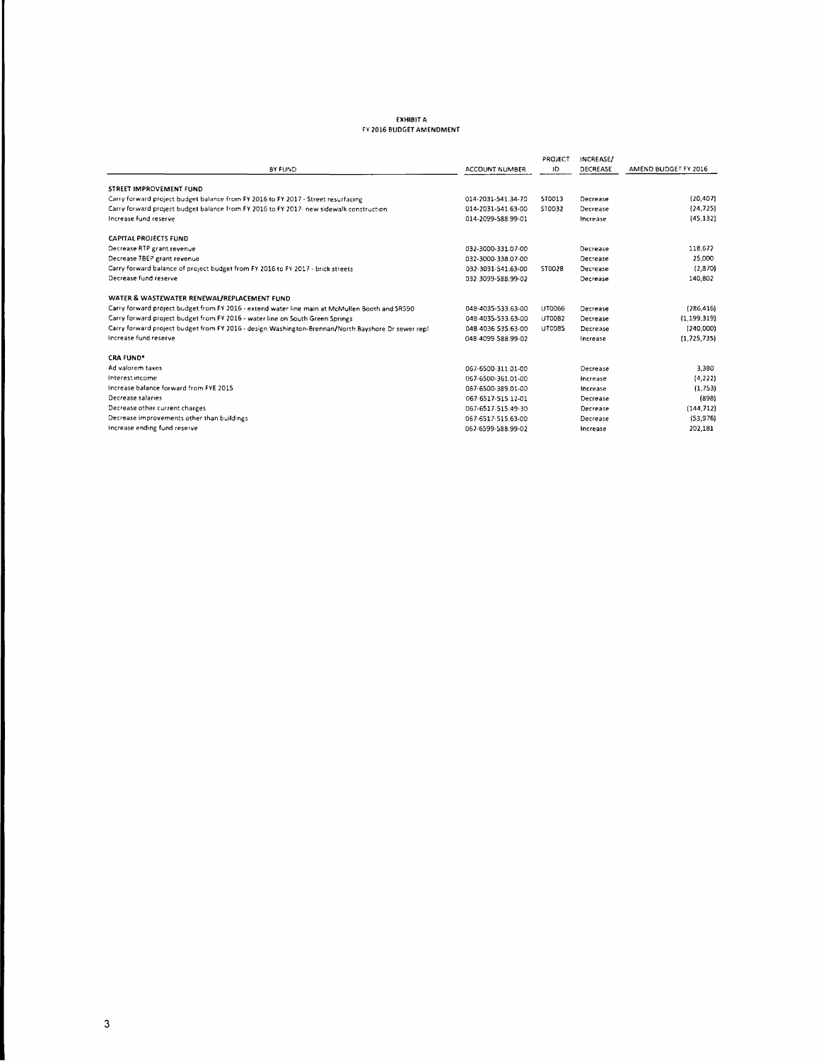**EXHIBIT A**
**FY 2016 BUDGET AMENDMENT**

| BY FUND | ACCOUNT NUMBER | PROJECT ID | INCREASE/ DECREASE | AMEND BUDGET FY 2016 |
|---|---|---|---|---|
| **STREET IMPROVEMENT FUND** | | | | |
| Carry forward project budget balance from FY 2016 to FY 2017 - Street resurfacing | 014-2031-541.34-70 | ST0013 | Decrease | (20,407) |
| Carry forward project budget balance from FY 2016 to FY 2017- new sidewalk construction | 014-2031-541.63-00 | ST0032 | Decrease | (24,725) |
| Increase fund reserve | 014-2099-588.99-01 | | Increase | (45,132) |
| **CAPITAL PROJECTS FUND** | | | | |
| Decrease RTP grant revenue | 032-3000-331.07-00 | | Decrease | 118,672 |
| Decrease TBEP grant revenue | 032-3000-338.07-00 | | Decrease | 25,000 |
| Carry forward balance of project budget from FY 2016 to FY 2017 - brick streets | 032-3031-541.63-00 | ST0028 | Decrease | (2,870) |
| Decrease fund reserve | 032-3099-588.99-02 | | Decrease | 140,802 |
| **WATER & WASTEWATER RENEWAL/REPLACEMENT FUND** | | | | |
| Carry forward project budget from FY 2016 - extend water line main at McMullen Booth and SR590 | 048-4035-533.63-00 | UT0066 | Decrease | (286,416) |
| Carry forward project budget from FY 2016 - water line on South Green Springs | 048-4035-533.63-00 | UT0082 | Decrease | (1,199,319) |
| Carry forward project budget from FY 2016 - design Washington-Brennan/North Bayshore Dr sewer repl | 048-4036-535.63-00 | UT0085 | Decrease | (240,000) |
| Increase fund reserve | 048-4099-588.99-02 | | Increase | (1,725,735) |
| **CRA FUND*** | | | | |
| Ad valorem taxes | 067-6500-311.01-00 | | Decrease | 3,380 |
| Interest income | 067-6500-361.01-00 | | Increase | (4,222) |
| Increase balance forward from FYE 2015 | 067-6500-389.01-00 | | Increase | (1,753) |
| Decrease salaries | 067-6517-515.12-01 | | Decrease | (898) |
| Decrease other current charges | 067-6517-515.49-30 | | Decrease | (144,712) |
| Decrease improvements other than buildings | 067-6517-515.63-00 | | Decrease | (53,976) |
| Increase ending fund reserve | 067-6599-588.99-02 | | Increase | 202,181 |